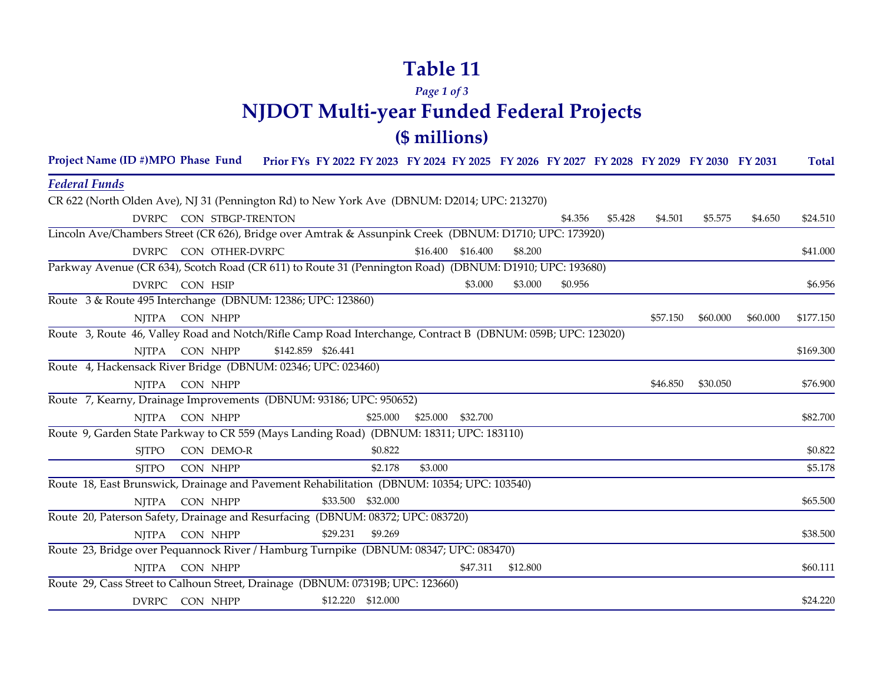# Table 11

*Page 1 of 3*

# NJDOT Multi-year Funded Federal Projects

## ($ millions)

| Project Name (ID #) | MPO | Phase | Fund | Prior FYs | FY 2022 | FY 2023 | FY 2024 | FY 2025 | FY 2026 | FY 2027 | FY 2028 | FY 2029 | FY 2030 | FY 2031 | Total |
|---|---|---|---|---|---|---|---|---|---|---|---|---|---|---|---|
| ***Federal Funds*** | | | | | | | | | | | | | | | |
| CR 622 (North Olden Ave), NJ 31 (Pennington Rd) to New York Ave (DBNUM: D2014; UPC: 213270) | | | | | | | | | | | | | | | |
| | DVRPC | CON | STBGP-TRENTON | | | | | | | $4.356 | $5.428 | $4.501 | $5.575 | $4.650 | $24.510 |
| Lincoln Ave/Chambers Street (CR 626), Bridge over Amtrak & Assunpink Creek (DBNUM: D1710; UPC: 173920) | | | | | | | | | | | | | | | |
| | DVRPC | CON | OTHER-DVRPC | | | | $16.400 | $16.400 | $8.200 | | | | | | $41.000 |
| Parkway Avenue (CR 634), Scotch Road (CR 611) to Route 31 (Pennington Road) (DBNUM: D1910; UPC: 193680) | | | | | | | | | | | | | | | |
| | DVRPC | CON | HSIP | | | | | $3.000 | $3.000 | $0.956 | | | | | $6.956 |
| Route 3 & Route 495 Interchange (DBNUM: 12386; UPC: 123860) | | | | | | | | | | | | | | | |
| | NJTPA | CON | NHPP | | | | | | | | | $57.150 | $60.000 | $60.000 | $177.150 |
| Route 3, Route 46, Valley Road and Notch/Rifle Camp Road Interchange, Contract B (DBNUM: 059B; UPC: 123020) | | | | | | | | | | | | | | | |
| | NJTPA | CON | NHPP | $142.859 | $26.441 | | | | | | | | | | $169.300 |
| Route 4, Hackensack River Bridge (DBNUM: 02346; UPC: 023460) | | | | | | | | | | | | | | | |
| | NJTPA | CON | NHPP | | | | | | | | | $46.850 | $30.050 | | $76.900 |
| Route 7, Kearny, Drainage Improvements (DBNUM: 93186; UPC: 950652) | | | | | | | | | | | | | | | |
| | NJTPA | CON | NHPP | | | $25.000 | $25.000 | $32.700 | | | | | | | $82.700 |
| Route 9, Garden State Parkway to CR 559 (Mays Landing Road) (DBNUM: 18311; UPC: 183110) | | | | | | | | | | | | | | | |
| | SJTPO | CON | DEMO-R | | | $0.822 | | | | | | | | | $0.822 |
| | SJTPO | CON | NHPP | | | $2.178 | $3.000 | | | | | | | | $5.178 |
| Route 18, East Brunswick, Drainage and Pavement Rehabilitation (DBNUM: 10354; UPC: 103540) | | | | | | | | | | | | | | | |
| | NJTPA | CON | NHPP | | $33.500 | $32.000 | | | | | | | | | $65.500 |
| Route 20, Paterson Safety, Drainage and Resurfacing (DBNUM: 08372; UPC: 083720) | | | | | | | | | | | | | | | |
| | NJTPA | CON | NHPP | | $29.231 | $9.269 | | | | | | | | | $38.500 |
| Route 23, Bridge over Pequannock River / Hamburg Turnpike (DBNUM: 08347; UPC: 083470) | | | | | | | | | | | | | | | |
| | NJTPA | CON | NHPP | | | | | $47.311 | $12.800 | | | | | | $60.111 |
| Route 29, Cass Street to Calhoun Street, Drainage (DBNUM: 07319B; UPC: 123660) | | | | | | | | | | | | | | | |
| | DVRPC | CON | NHPP | | $12.220 | $12.000 | | | | | | | | | $24.220 |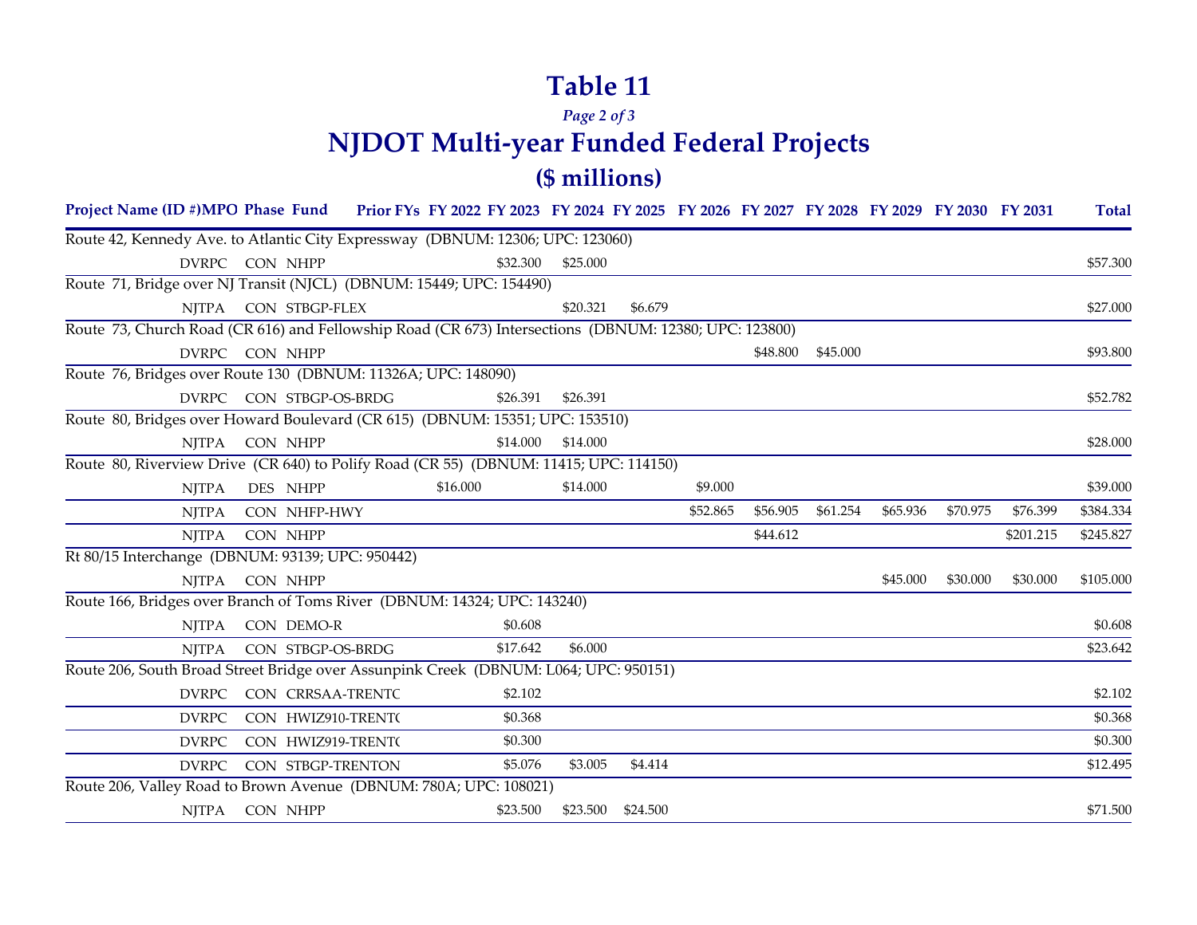# Table 11

*Page 2 of 3*

# NJDOT Multi-year Funded Federal Projects

## ($ millions)

| Project Name (ID #) | MPO | Phase | Fund | Prior FYs | FY 2022 | FY 2023 | FY 2024 | FY 2025 | FY 2026 | FY 2027 | FY 2028 | FY 2029 | FY 2030 | FY 2031 | Total |
|---|---|---|---|---|---|---|---|---|---|---|---|---|---|---|---|
| Route 42, Kennedy Ave. to Atlantic City Expressway (DBNUM: 12306; UPC: 123060) | | | | | | | | | | | | | | | |
| | DVRPC | CON | NHPP | | | $32.300 | $25.000 | | | | | | | | $57.300 |
| Route 71, Bridge over NJ Transit (NJCL) (DBNUM: 15449; UPC: 154490) | | | | | | | | | | | | | | | |
| | NJTPA | CON | STBGP-FLEX | | | | $20.321 | $6.679 | | | | | | | $27.000 |
| Route 73, Church Road (CR 616) and Fellowship Road (CR 673) Intersections (DBNUM: 12380; UPC: 123800) | | | | | | | | | | | | | | | |
| | DVRPC | CON | NHPP | | | | | | | $48.800 | $45.000 | | | | $93.800 |
| Route 76, Bridges over Route 130 (DBNUM: 11326A; UPC: 148090) | | | | | | | | | | | | | | | |
| | DVRPC | CON | STBGP-OS-BRDG | | | $26.391 | $26.391 | | | | | | | | $52.782 |
| Route 80, Bridges over Howard Boulevard (CR 615) (DBNUM: 15351; UPC: 153510) | | | | | | | | | | | | | | | |
| | NJTPA | CON | NHPP | | | $14.000 | $14.000 | | | | | | | | $28.000 |
| Route 80, Riverview Drive (CR 640) to Polify Road (CR 55) (DBNUM: 11415; UPC: 114150) | | | | | | | | | | | | | | | |
| | NJTPA | DES | NHPP | | $16.000 | | $14.000 | | $9.000 | | | | | | $39.000 |
| | NJTPA | CON | NHFP-HWY | | | | | | $52.865 | $56.905 | $61.254 | $65.936 | $70.975 | $76.399 | $384.334 |
| | NJTPA | CON | NHPP | | | | | | | $44.612 | | | | $201.215 | $245.827 |
| Rt 80/15 Interchange (DBNUM: 93139; UPC: 950442) | | | | | | | | | | | | | | | |
| | NJTPA | CON | NHPP | | | | | | | | | $45.000 | $30.000 | $30.000 | $105.000 |
| Route 166, Bridges over Branch of Toms River (DBNUM: 14324; UPC: 143240) | | | | | | | | | | | | | | | |
| | NJTPA | CON | DEMO-R | | | $0.608 | | | | | | | | | $0.608 |
| | NJTPA | CON | STBGP-OS-BRDG | | | $17.642 | $6.000 | | | | | | | | $23.642 |
| Route 206, South Broad Street Bridge over Assunpink Creek (DBNUM: L064; UPC: 950151) | | | | | | | | | | | | | | | |
| | DVRPC | CON | CRRSAA-TRENTC | | | $2.102 | | | | | | | | | $2.102 |
| | DVRPC | CON | HWIZ910-TRENT( | | | $0.368 | | | | | | | | | $0.368 |
| | DVRPC | CON | HWIZ919-TRENT( | | | $0.300 | | | | | | | | | $0.300 |
| | DVRPC | CON | STBGP-TRENTON | | | $5.076 | $3.005 | $4.414 | | | | | | | $12.495 |
| Route 206, Valley Road to Brown Avenue (DBNUM: 780A; UPC: 108021) | | | | | | | | | | | | | | | |
| | NJTPA | CON | NHPP | | | $23.500 | $23.500 | $24.500 | | | | | | | $71.500 |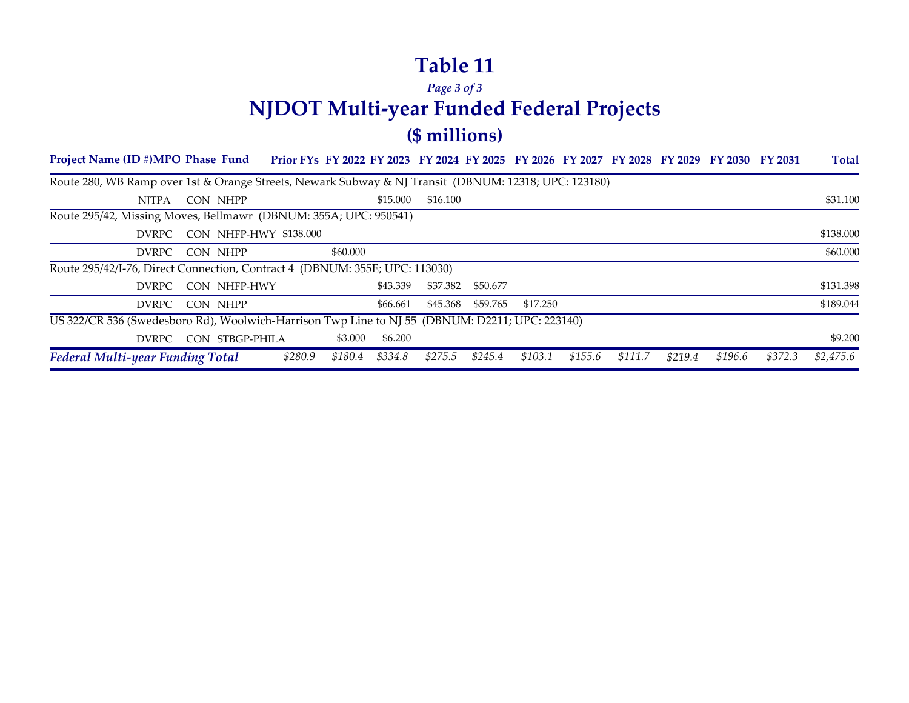# Table 11

*Page 3 of 3*

# NJDOT Multi-year Funded Federal Projects

## ($ millions)

| Project Name (ID #) | MPO | Phase | Fund | Prior FYs | FY 2022 | FY 2023 | FY 2024 | FY 2025 | FY 2026 | FY 2027 | FY 2028 | FY 2029 | FY 2030 | FY 2031 | Total |
|---|---|---|---|---|---|---|---|---|---|---|---|---|---|---|---|
| Route 280, WB Ramp over 1st & Orange Streets, Newark Subway & NJ Transit (DBNUM: 12318; UPC: 123180) | | | | | | | | | | | | | | | |
| | NJTPA | CON | NHPP | | | $15.000 | $16.100 | | | | | | | | $31.100 |
| Route 295/42, Missing Moves, Bellmawr (DBNUM: 355A; UPC: 950541) | | | | | | | | | | | | | | | |
| | DVRPC | CON | NHFP-HWY | $138.000 | | | | | | | | | | | $138.000 |
| | DVRPC | CON | NHPP | | $60.000 | | | | | | | | | | $60.000 |
| Route 295/42/I-76, Direct Connection, Contract 4 (DBNUM: 355E; UPC: 113030) | | | | | | | | | | | | | | | |
| | DVRPC | CON | NHFP-HWY | | | $43.339 | $37.382 | $50.677 | | | | | | | $131.398 |
| | DVRPC | CON | NHPP | | | $66.661 | $45.368 | $59.765 | $17.250 | | | | | | $189.044 |
| US 322/CR 536 (Swedesboro Rd), Woolwich-Harrison Twp Line to NJ 55 (DBNUM: D2211; UPC: 223140) | | | | | | | | | | | | | | | |
| | DVRPC | CON | STBGP-PHILA | | $3.000 | $6.200 | | | | | | | | | $9.200 |
| ***Federal Multi-year Funding Total*** | | | | *$280.9* | *$180.4* | *$334.8* | *$275.5* | *$245.4* | *$103.1* | *$155.6* | *$111.7* | *$219.4* | *$196.6* | *$372.3* | *$2,475.6* |